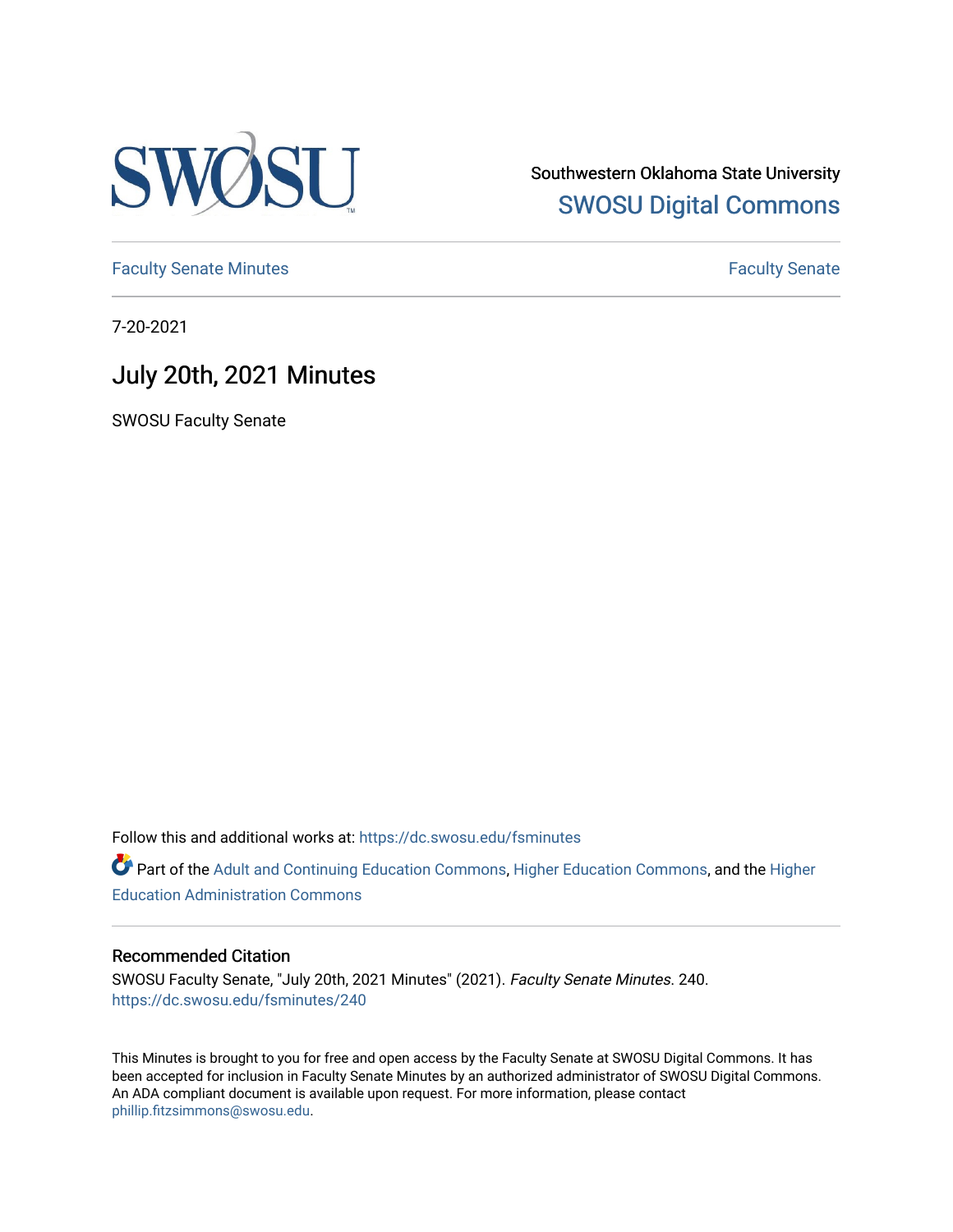Southwestern Oklahoma State University

SWOSU Digital Commons

Faculty Senate Minutes

Faculty Senate

7-20-2021

# July 20th, 2021 Minutes

SWOSU Faculty Senate

Follow this and additional works at: https://dc.swosu.edu/fsminutes

Part of the Adult and Continuing Education Commons, Higher Education Commons, and the Higher Education Administration Commons

### Recommended Citation

SWOSU Faculty Senate, "July 20th, 2021 Minutes" (2021). *Faculty Senate Minutes*. 240.
https://dc.swosu.edu/fsminutes/240

This Minutes is brought to you for free and open access by the Faculty Senate at SWOSU Digital Commons. It has been accepted for inclusion in Faculty Senate Minutes by an authorized administrator of SWOSU Digital Commons. An ADA compliant document is available upon request. For more information, please contact phillip.fitzsimmons@swosu.edu.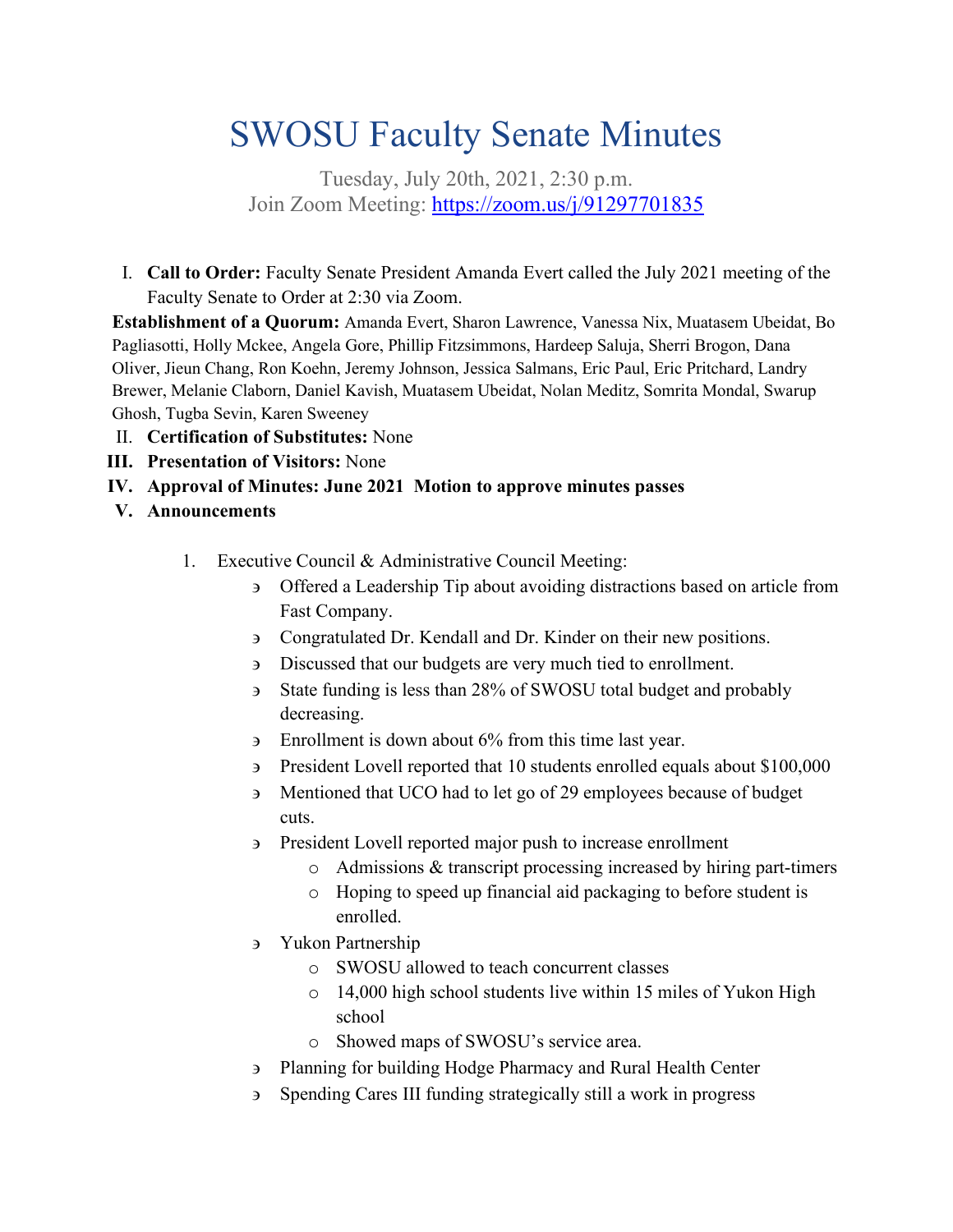# SWOSU Faculty Senate Minutes

Tuesday, July 20th, 2021, 2:30 p.m.
Join Zoom Meeting: https://zoom.us/j/91297701835

I. **Call to Order:** Faculty Senate President Amanda Evert called the July 2021 meeting of the Faculty Senate to Order at 2:30 via Zoom.

**Establishment of a Quorum:** Amanda Evert, Sharon Lawrence, Vanessa Nix, Muatasem Ubeidat, Bo Pagliasotti, Holly Mckee, Angela Gore, Phillip Fitzsimmons, Hardeep Saluja, Sherri Brogon, Dana Oliver, Jieun Chang, Ron Koehn, Jeremy Johnson, Jessica Salmans, Eric Paul, Eric Pritchard, Landry Brewer, Melanie Claborn, Daniel Kavish, Muatasem Ubeidat, Nolan Meditz, Somrita Mondal, Swarup Ghosh, Tugba Sevin, Karen Sweeney

II. **Certification of Substitutes:** None

III. **Presentation of Visitors:** None

IV. **Approval of Minutes: June 2021 Motion to approve minutes passes**

V. **Announcements**

1. Executive Council & Administrative Council Meeting:
   - Offered a Leadership Tip about avoiding distractions based on article from Fast Company.
   - Congratulated Dr. Kendall and Dr. Kinder on their new positions.
   - Discussed that our budgets are very much tied to enrollment.
   - State funding is less than 28% of SWOSU total budget and probably decreasing.
   - Enrollment is down about 6% from this time last year.
   - President Lovell reported that 10 students enrolled equals about $100,000
   - Mentioned that UCO had to let go of 29 employees because of budget cuts.
   - President Lovell reported major push to increase enrollment
     - Admissions & transcript processing increased by hiring part-timers
     - Hoping to speed up financial aid packaging to before student is enrolled.
   - Yukon Partnership
     - SWOSU allowed to teach concurrent classes
     - 14,000 high school students live within 15 miles of Yukon High school
     - Showed maps of SWOSU's service area.
   - Planning for building Hodge Pharmacy and Rural Health Center
   - Spending Cares III funding strategically still a work in progress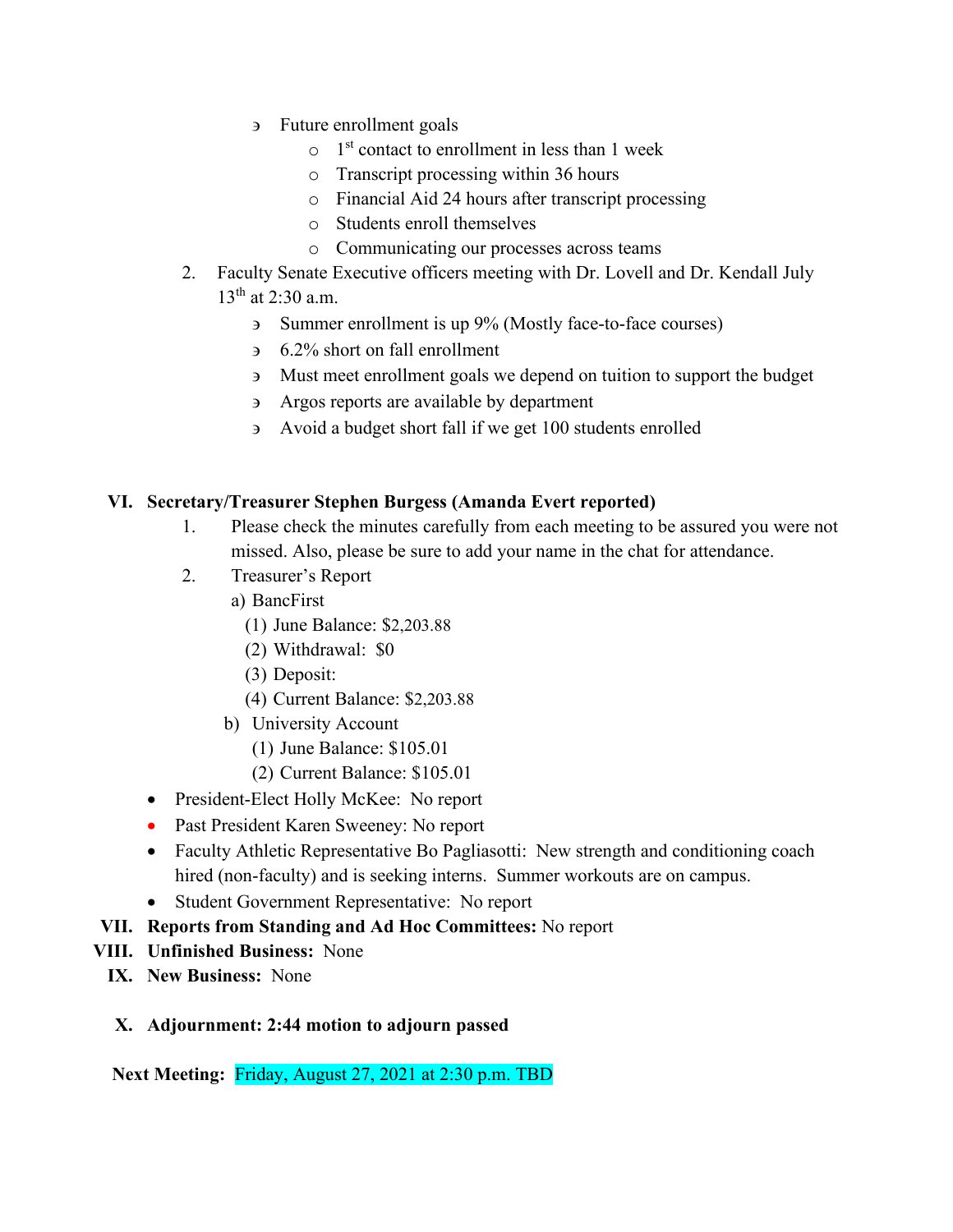- Future enrollment goals
  - 1st contact to enrollment in less than 1 week
  - Transcript processing within 36 hours
  - Financial Aid 24 hours after transcript processing
  - Students enroll themselves
  - Communicating our processes across teams

2. Faculty Senate Executive officers meeting with Dr. Lovell and Dr. Kendall July 13th at 2:30 a.m.
   - Summer enrollment is up 9% (Mostly face-to-face courses)
   - 6.2% short on fall enrollment
   - Must meet enrollment goals we depend on tuition to support the budget
   - Argos reports are available by department
   - Avoid a budget short fall if we get 100 students enrolled

**VI. Secretary/Treasurer Stephen Burgess (Amanda Evert reported)**

1. Please check the minutes carefully from each meeting to be assured you were not missed. Also, please be sure to add your name in the chat for attendance.
2. Treasurer's Report
   a) BancFirst
      (1) June Balance: $2,203.88
      (2) Withdrawal: $0
      (3) Deposit:
      (4) Current Balance: $2,203.88
   b) University Account
      (1) June Balance: $105.01
      (2) Current Balance: $105.01

- President-Elect Holly McKee: No report
- Past President Karen Sweeney: No report
- Faculty Athletic Representative Bo Pagliasotti: New strength and conditioning coach hired (non-faculty) and is seeking interns. Summer workouts are on campus.
- Student Government Representative: No report

**VII. Reports from Standing and Ad Hoc Committees:** No report

**VIII. Unfinished Business:** None

**IX. New Business:** None

**X. Adjournment: 2:44 motion to adjourn passed**

**Next Meeting:** Friday, August 27, 2021 at 2:30 p.m. TBD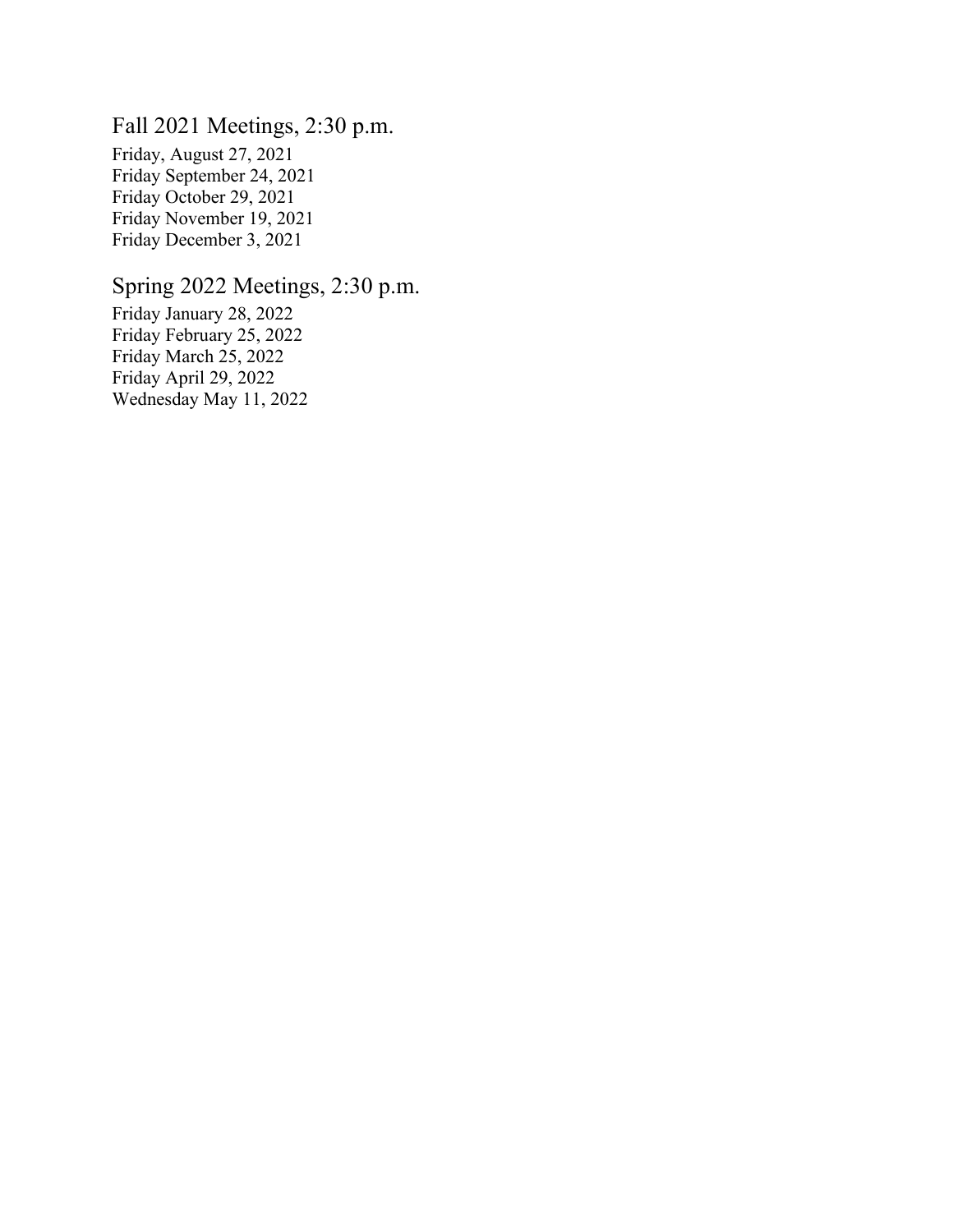## Fall 2021 Meetings, 2:30 p.m.

Friday, August 27, 2021
Friday September 24, 2021
Friday October 29, 2021
Friday November 19, 2021
Friday December 3, 2021

## Spring 2022 Meetings, 2:30 p.m.

Friday January 28, 2022
Friday February 25, 2022
Friday March 25, 2022
Friday April 29, 2022
Wednesday May 11, 2022